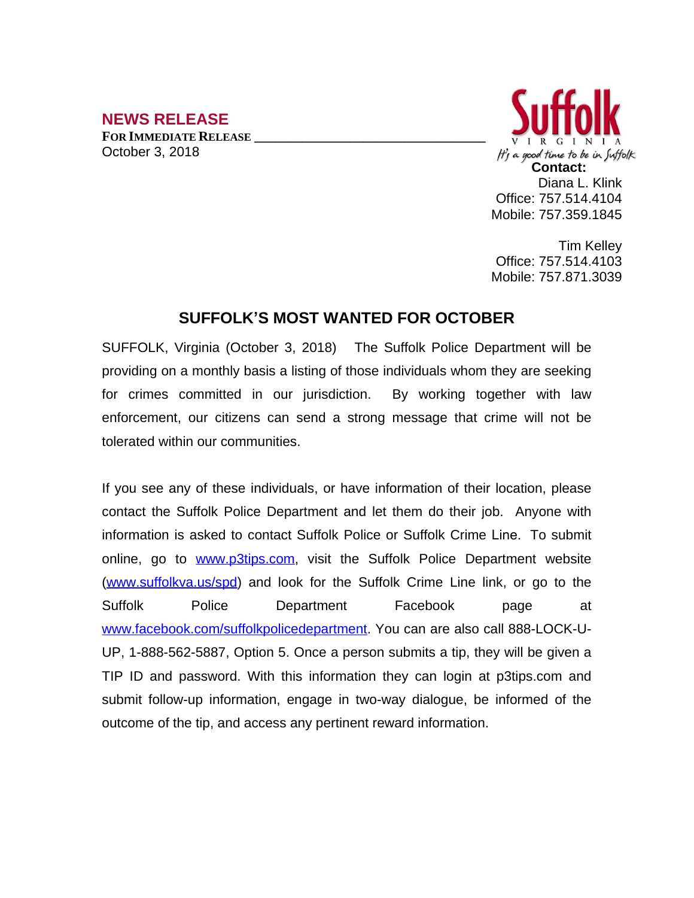## NEWS RELEASE

**FOR IMMEDIATE RELEASE**
October 3, 2018

Suffolk
VIRGINIA
It's a good time to be in Suffolk

**Contact:**
Diana L. Klink
Office: 757.514.4104
Mobile: 757.359.1845

Tim Kelley
Office: 757.514.4103
Mobile: 757.871.3039

# SUFFOLK'S MOST WANTED FOR OCTOBER

SUFFOLK, Virginia (October 3, 2018) The Suffolk Police Department will be providing on a monthly basis a listing of those individuals whom they are seeking for crimes committed in our jurisdiction. By working together with law enforcement, our citizens can send a strong message that crime will not be tolerated within our communities.

If you see any of these individuals, or have information of their location, please contact the Suffolk Police Department and let them do their job. Anyone with information is asked to contact Suffolk Police or Suffolk Crime Line. To submit online, go to www.p3tips.com, visit the Suffolk Police Department website (www.suffolkva.us/spd) and look for the Suffolk Crime Line link, or go to the Suffolk Police Department Facebook page at www.facebook.com/suffolkpolicedepartment. You can are also call 888-LOCK-U-UP, 1-888-562-5887, Option 5. Once a person submits a tip, they will be given a TIP ID and password. With this information they can login at p3tips.com and submit follow-up information, engage in two-way dialogue, be informed of the outcome of the tip, and access any pertinent reward information.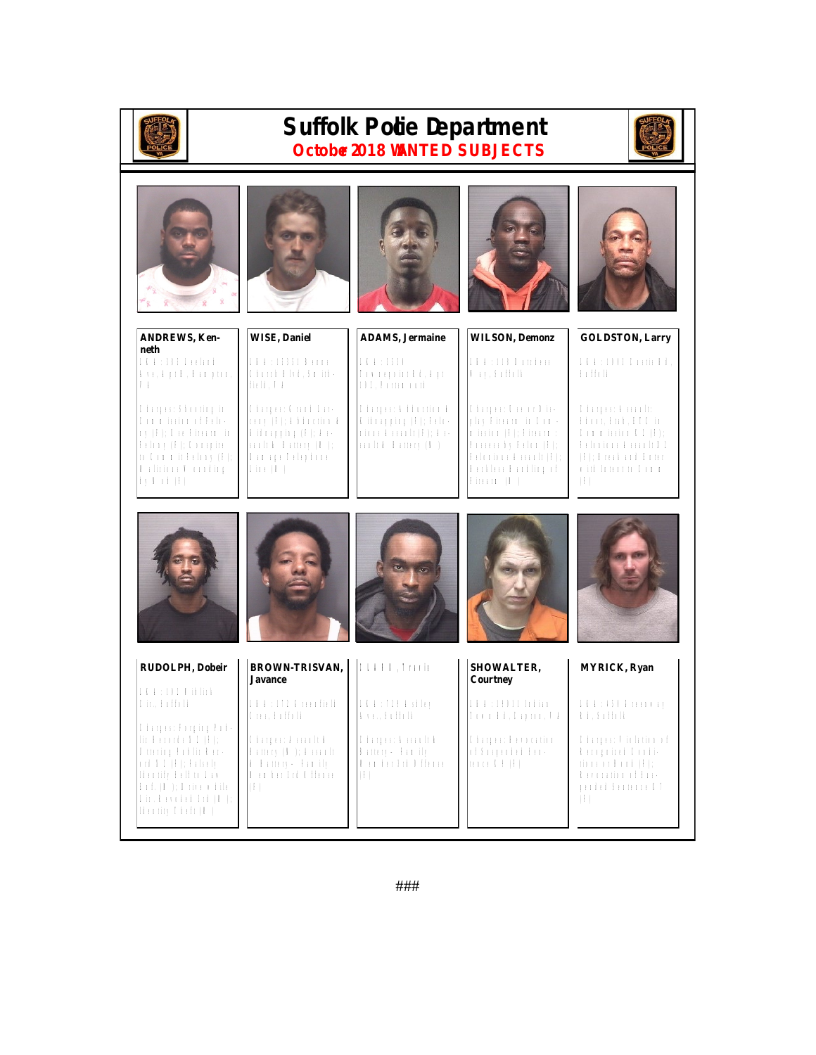# Suffolk Potie Department

## October 2018 WANTED SUBJECTS

| | | | | |
|---|---|---|---|---|
| **ANDREWS, Kenneth** | **WISE, Daniel** | **ADAMS, Jermaine** | **WILSON, Demonz** | **GOLDSTON, Larry** |
| **RUDOLPH, Dobeir** | **BROWN-TRISVAN, Javance** | | **SHOWALTER, Courtney** | **MYRICK, Ryan** |

###